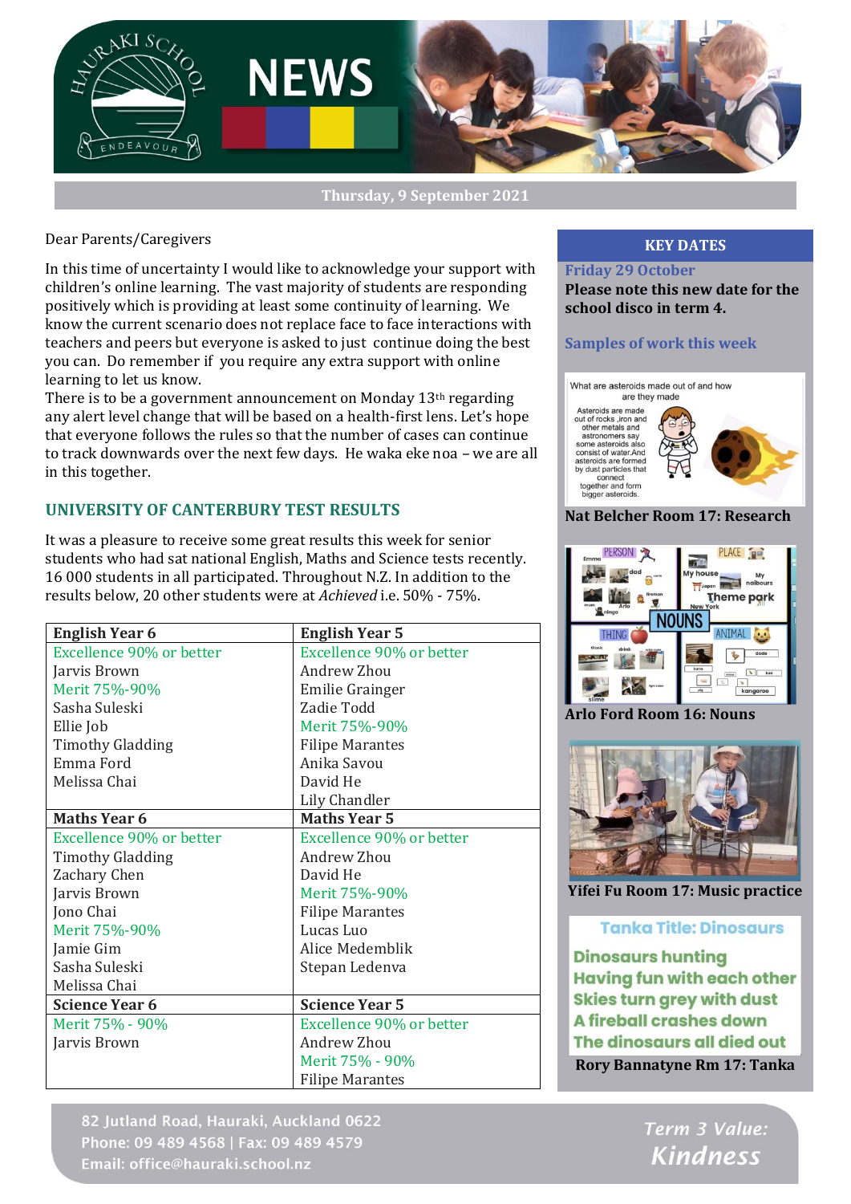# NEWS

**Thursday, 9 September 2021**

Dear Parents/Caregivers

In this time of uncertainty I would like to acknowledge your support with children's online learning. The vast majority of students are responding positively which is providing at least some continuity of learning. We know the current scenario does not replace face to face interactions with teachers and peers but everyone is asked to just continue doing the best you can. Do remember if you require any extra support with online learning to let us know.

There is to be a government announcement on Monday 13th regarding any alert level change that will be based on a health-first lens. Let's hope that everyone follows the rules so that the number of cases can continue to track downwards over the next few days. He waka eke noa – we are all in this together.

## UNIVERSITY OF CANTERBURY TEST RESULTS

It was a pleasure to receive some great results this week for senior students who had sat national English, Maths and Science tests recently. 16 000 students in all participated. Throughout N.Z. In addition to the results below, 20 other students were at *Achieved* i.e. 50% - 75%.

| English Year 6 | English Year 5 |
|---|---|
| Excellence 90% or better | Excellence 90% or better |
| Jarvis Brown | Andrew Zhou |
| Merit 75%-90% | Emilie Grainger |
| Sasha Suleski | Zadie Todd |
| Ellie Job | Merit 75%-90% |
| Timothy Gladding | Filipe Marantes |
| Emma Ford | Anika Savou |
| Melissa Chai | David He |
| | Lily Chandler |
| **Maths Year 6** | **Maths Year 5** |
| Excellence 90% or better | Excellence 90% or better |
| Timothy Gladding | Andrew Zhou |
| Zachary Chen | David He |
| Jarvis Brown | Merit 75%-90% |
| Jono Chai | Filipe Marantes |
| Merit 75%-90% | Lucas Luo |
| Jamie Gim | Alice Medemblik |
| Sasha Suleski | Stepan Ledenva |
| Melissa Chai | |
| **Science Year 6** | **Science Year 5** |
| Merit 75% - 90% | Excellence 90% or better |
| Jarvis Brown | Andrew Zhou |
| | Merit 75% - 90% |
| | Filipe Marantes |

## KEY DATES

**Friday 29 October**
**Please note this new date for the school disco in term 4.**

### Samples of work this week

**Nat Belcher Room 17: Research**

**Arlo Ford Room 16: Nouns**

**Yifei Fu Room 17: Music practice**

**Tanka Title: Dinosaurs**

Dinosaurs hunting
Having fun with each other
Skies turn grey with dust
A fireball crashes down
The dinosaurs all died out

**Rory Bannatyne Rm 17: Tanka**

82 Jutland Road, Hauraki, Auckland 0622
Phone: 09 489 4568 | Fax: 09 489 4579
Email: office@hauraki.school.nz

*Term 3 Value: Kindness*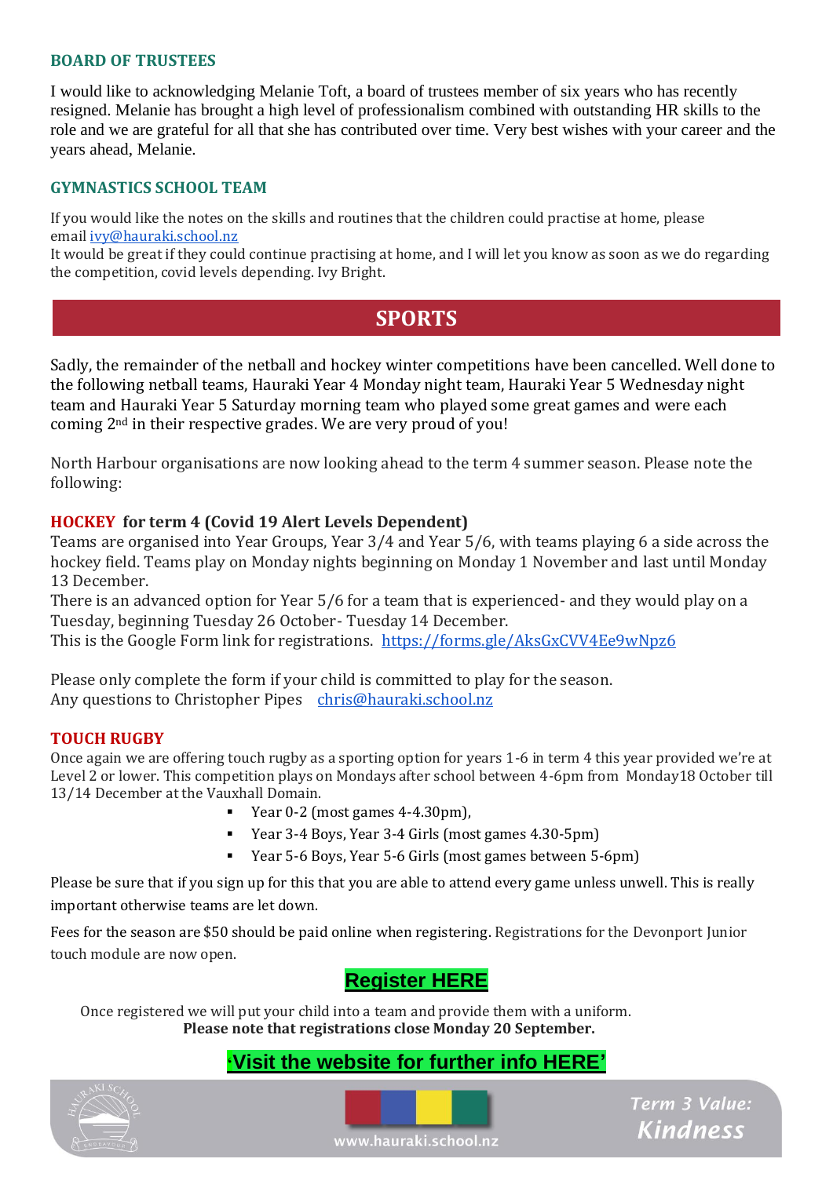## BOARD OF TRUSTEES

I would like to acknowledging Melanie Toft, a board of trustees member of six years who has recently resigned. Melanie has brought a high level of professionalism combined with outstanding HR skills to the role and we are grateful for all that she has contributed over time. Very best wishes with your career and the years ahead, Melanie.

## GYMNASTICS SCHOOL TEAM

If you would like the notes on the skills and routines that the children could practise at home, please email ivy@hauraki.school.nz
It would be great if they could continue practising at home, and I will let you know as soon as we do regarding the competition, covid levels depending. Ivy Bright.

# SPORTS

Sadly, the remainder of the netball and hockey winter competitions have been cancelled. Well done to the following netball teams, Hauraki Year 4 Monday night team, Hauraki Year 5 Wednesday night team and Hauraki Year 5 Saturday morning team who played some great games and were each coming 2nd in their respective grades. We are very proud of you!

North Harbour organisations are now looking ahead to the term 4 summer season. Please note the following:

### HOCKEY for term 4 (Covid 19 Alert Levels Dependent)

Teams are organised into Year Groups, Year 3/4 and Year 5/6, with teams playing 6 a side across the hockey field. Teams play on Monday nights beginning on Monday 1 November and last until Monday 13 December.
There is an advanced option for Year 5/6 for a team that is experienced- and they would play on a Tuesday, beginning Tuesday 26 October- Tuesday 14 December.
This is the Google Form link for registrations. https://forms.gle/AksGxCVV4Ee9wNpz6

Please only complete the form if your child is committed to play for the season.
Any questions to Christopher Pipes chris@hauraki.school.nz

### TOUCH RUGBY

Once again we are offering touch rugby as a sporting option for years 1-6 in term 4 this year provided we're at Level 2 or lower. This competition plays on Mondays after school between 4-6pm from Monday18 October till 13/14 December at the Vauxhall Domain.

- Year 0-2 (most games 4-4.30pm),
- Year 3-4 Boys, Year 3-4 Girls (most games 4.30-5pm)
- Year 5-6 Boys, Year 5-6 Girls (most games between 5-6pm)

Please be sure that if you sign up for this that you are able to attend every game unless unwell. This is really important otherwise teams are let down.

Fees for the season are $50 should be paid online when registering. Registrations for the Devonport Junior touch module are now open.

**Register HERE**

Once registered we will put your child into a team and provide them with a uniform.
**Please note that registrations close Monday 20 September.**

**'Visit the website for further info HERE'**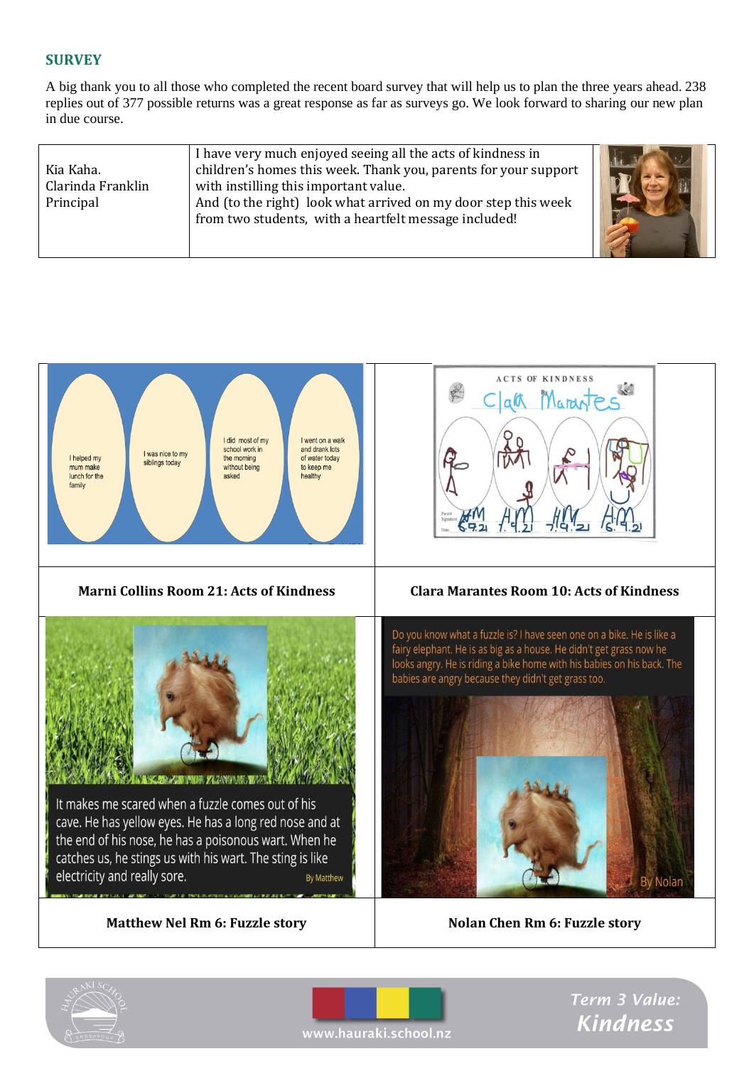## SURVEY

A big thank you to all those who completed the recent board survey that will help us to plan the three years ahead. 238 replies out of 377 possible returns was a great response as far as surveys go. We look forward to sharing our new plan in due course.

| Kia Kaha.<br>Clarinda Franklin<br>Principal | I have very much enjoyed seeing all the acts of kindness in children's homes this week. Thank you, parents for your support with instilling this important value.<br>And (to the right) look what arrived on my door step this week from two students, with a heartfelt message included! |
|---|---|

I helped my mum make lunch for the family

I was nice to my siblings today

I did most of my school work in the morning without being asked

I went on a walk and drank lots of water today to keep me healthy

**Marni Collins Room 21: Acts of Kindness**

**Clara Marantes Room 10: Acts of Kindness**

It makes me scared when a fuzzle comes out of his cave. He has yellow eyes. He has a long red nose and at the end of his nose, he has a poisonous wart. When he catches us, he stings us with his wart. The sting is like electricity and really sore. By Matthew

**Matthew Nel Rm 6: Fuzzle story**

Do you know what a fuzzle is? I have seen one on a bike. He is like a fairy elephant. He is as big as a house. He didn't get grass now he looks angry. He is riding a bike home with his babies on his back. The babies are angry because they didn't get grass too. By Nolan

**Nolan Chen Rm 6: Fuzzle story**

www.hauraki.school.nz

*Term 3 Value: Kindness*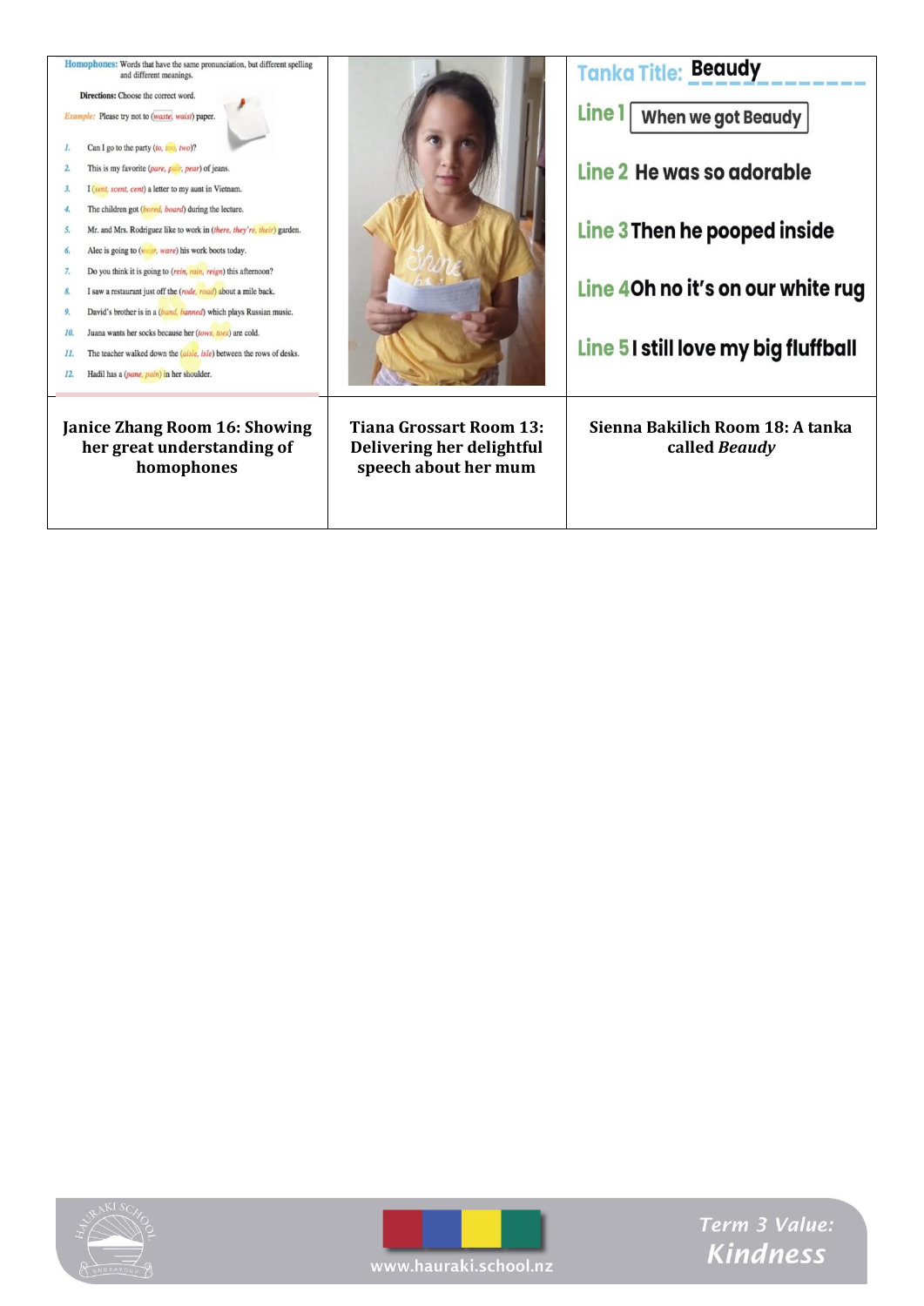| | | |
|---|---|---|
| **Homophones:** Words that have the same pronunciation, but different spelling and different meanings.<br><br>**Directions:** Choose the correct word.<br><br>*Example:* Please try not to (waste, waist) paper.<br><br>1. Can I go to the party (to, too, two)?<br>2. This is my favorite (pare, pair, pear) of jeans.<br>3. I (sent, scent, cent) a letter to my aunt in Vietnam.<br>4. The children got (bored, board) during the lecture.<br>5. Mr. and Mrs. Rodriguez like to work in (there, they're, their) garden.<br>6. Alec is going to (wear, ware) his work boots today.<br>7. Do you think it is going to (rein, rain, reign) this afternoon?<br>8. I saw a restaurant just off the (rode, road) about a mile back.<br>9. David's brother is in a (band, banned) which plays Russian music.<br>10. Juana wants her socks because her (tows, toes) are cold.<br>11. The teacher walked down the (aisle, isle) between the rows of desks.<br>12. Hadil has a (pane, pain) in her shoulder. | | Tanka Title: Beaudy<br><br>Line 1 When we got Beaudy<br><br>Line 2 He was so adorable<br><br>Line 3 Then he pooped inside<br><br>Line 4 Oh no it's on our white rug<br><br>Line 5 I still love my big fluffball |
| **Janice Zhang Room 16: Showing her great understanding of homophones** | **Tiana Grossart Room 13: Delivering her delightful speech about her mum** | **Sienna Bakilich Room 18: A tanka called *Beaudy*** |

www.hauraki.school.nz

Term 3 Value: Kindness